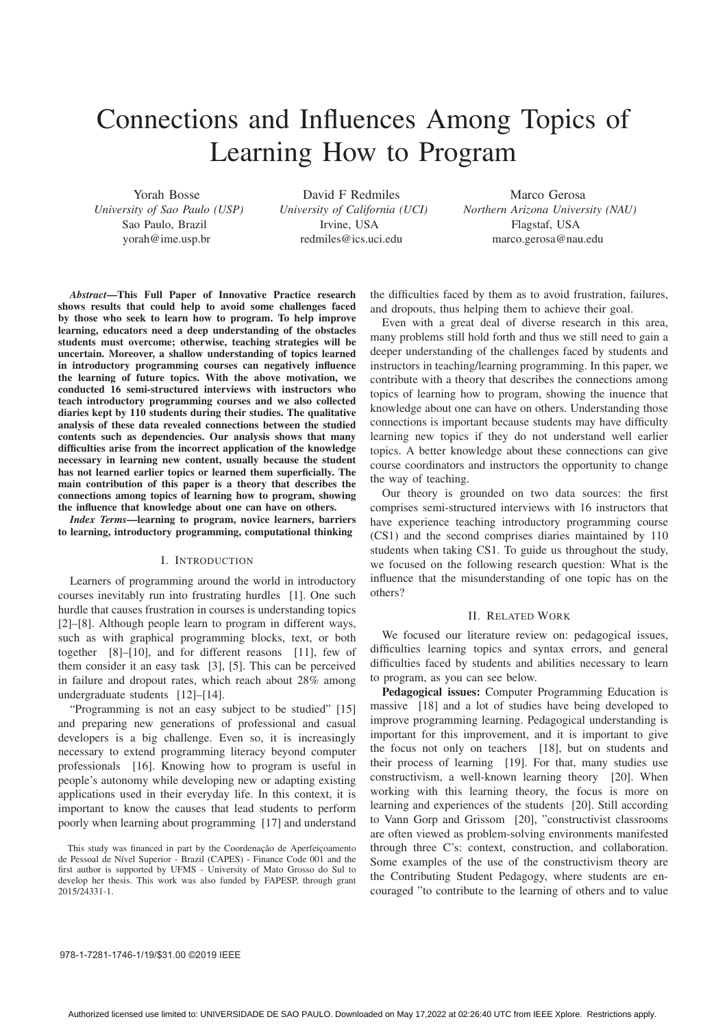# Connections and Influences Among Topics of Learning How to Program

Yorah Bosse
*University of Sao Paulo (USP)*
Sao Paulo, Brazil
yorah@ime.usp.br

David F Redmiles
*University of California (UCI)*
Irvine, USA
redmiles@ics.uci.edu

Marco Gerosa
*Northern Arizona University (NAU)*
Flagstaf, USA
marco.gerosa@nau.edu

***Abstract*—This Full Paper of Innovative Practice research shows results that could help to avoid some challenges faced by those who seek to learn how to program. To help improve learning, educators need a deep understanding of the obstacles students must overcome; otherwise, teaching strategies will be uncertain. Moreover, a shallow understanding of topics learned in introductory programming courses can negatively influence the learning of future topics. With the above motivation, we conducted 16 semi-structured interviews with instructors who teach introductory programming courses and we also collected diaries kept by 110 students during their studies. The qualitative analysis of these data revealed connections between the studied contents such as dependencies. Our analysis shows that many difficulties arise from the incorrect application of the knowledge necessary in learning new content, usually because the student has not learned earlier topics or learned them superficially. The main contribution of this paper is a theory that describes the connections among topics of learning how to program, showing the influence that knowledge about one can have on others.**

***Index Terms*—learning to program, novice learners, barriers to learning, introductory programming, computational thinking**

## I. Introduction

Learners of programming around the world in introductory courses inevitably run into frustrating hurdles [1]. One such hurdle that causes frustration in courses is understanding topics [2]–[8]. Although people learn to program in different ways, such as with graphical programming blocks, text, or both together [8]–[10], and for different reasons [11], few of them consider it an easy task [3], [5]. This can be perceived in failure and dropout rates, which reach about 28% among undergraduate students [12]–[14].

"Programming is not an easy subject to be studied" [15] and preparing new generations of professional and casual developers is a big challenge. Even so, it is increasingly necessary to extend programming literacy beyond computer professionals [16]. Knowing how to program is useful in people's autonomy while developing new or adapting existing applications used in their everyday life. In this context, it is important to know the causes that lead students to perform poorly when learning about programming [17] and understand the difficulties faced by them as to avoid frustration, failures, and dropouts, thus helping them to achieve their goal.

Even with a great deal of diverse research in this area, many problems still hold forth and thus we still need to gain a deeper understanding of the challenges faced by students and instructors in teaching/learning programming. In this paper, we contribute with a theory that describes the connections among topics of learning how to program, showing the inuence that knowledge about one can have on others. Understanding those connections is important because students may have difficulty learning new topics if they do not understand well earlier topics. A better knowledge about these connections can give course coordinators and instructors the opportunity to change the way of teaching.

Our theory is grounded on two data sources: the first comprises semi-structured interviews with 16 instructors that have experience teaching introductory programming course (CS1) and the second comprises diaries maintained by 110 students when taking CS1. To guide us throughout the study, we focused on the following research question: What is the influence that the misunderstanding of one topic has on the others?

## II. Related Work

We focused our literature review on: pedagogical issues, difficulties learning topics and syntax errors, and general difficulties faced by students and abilities necessary to learn to program, as you can see below.

**Pedagogical issues:** Computer Programming Education is massive [18] and a lot of studies have being developed to improve programming learning. Pedagogical understanding is important for this improvement, and it is important to give the focus not only on teachers [18], but on students and their process of learning [19]. For that, many studies use constructivism, a well-known learning theory [20]. When working with this learning theory, the focus is more on learning and experiences of the students [20]. Still according to Vann Gorp and Grissom [20], "constructivist classrooms are often viewed as problem-solving environments manifested through three C's: context, construction, and collaboration. Some examples of the use of the constructivism theory are the Contributing Student Pedagogy, where students are encouraged "to contribute to the learning of others and to value

This study was financed in part by the Coordenação de Aperfeiçoamento de Pessoal de Nível Superior - Brazil (CAPES) - Finance Code 001 and the first author is supported by UFMS - University of Mato Grosso do Sul to develop her thesis. This work was also funded by FAPESP, through grant 2015/24331-1.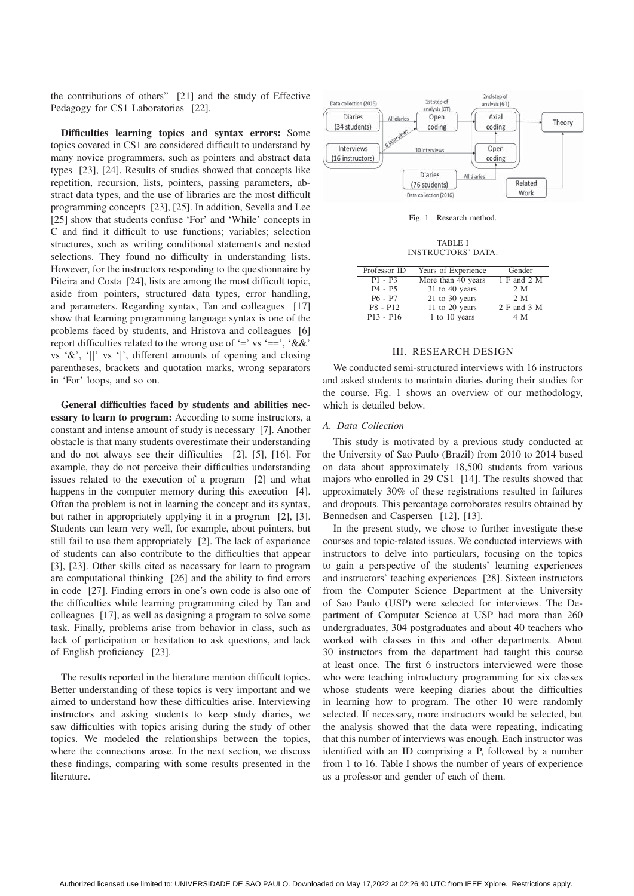the contributions of others" [21] and the study of Effective Pedagogy for CS1 Laboratories [22].

**Difficulties learning topics and syntax errors:** Some topics covered in CS1 are considered difficult to understand by many novice programmers, such as pointers and abstract data types [23], [24]. Results of studies showed that concepts like repetition, recursion, lists, pointers, passing parameters, abstract data types, and the use of libraries are the most difficult programming concepts [23], [25]. In addition, Sevella and Lee [25] show that students confuse 'For' and 'While' concepts in C and find it difficult to use functions; variables; selection structures, such as writing conditional statements and nested selections. They found no difficulty in understanding lists. However, for the instructors responding to the questionnaire by Piteira and Costa [24], lists are among the most difficult topic, aside from pointers, structured data types, error handling, and parameters. Regarding syntax, Tan and colleagues [17] show that learning programming language syntax is one of the problems faced by students, and Hristova and colleagues [6] report difficulties related to the wrong use of '=' vs '==', '&&' vs '&', '||' vs '|', different amounts of opening and closing parentheses, brackets and quotation marks, wrong separators in 'For' loops, and so on.

**General difficulties faced by students and abilities necessary to learn to program:** According to some instructors, a constant and intense amount of study is necessary [7]. Another obstacle is that many students overestimate their understanding and do not always see their difficulties [2], [5], [16]. For example, they do not perceive their difficulties understanding issues related to the execution of a program [2] and what happens in the computer memory during this execution [4]. Often the problem is not in learning the concept and its syntax, but rather in appropriately applying it in a program [2], [3]. Students can learn very well, for example, about pointers, but still fail to use them appropriately [2]. The lack of experience of students can also contribute to the difficulties that appear [3], [23]. Other skills cited as necessary for learn to program are computational thinking [26] and the ability to find errors in code [27]. Finding errors in one's own code is also one of the difficulties while learning programming cited by Tan and colleagues [17], as well as designing a program to solve some task. Finally, problems arise from behavior in class, such as lack of participation or hesitation to ask questions, and lack of English proficiency [23].

The results reported in the literature mention difficult topics. Better understanding of these topics is very important and we aimed to understand how these difficulties arise. Interviewing instructors and asking students to keep study diaries, we saw difficulties with topics arising during the study of other topics. We modeled the relationships between the topics, where the connections arose. In the next section, we discuss these findings, comparing with some results presented in the literature.

Fig. 1. Research method.

TABLE I
INSTRUCTORS' DATA.

| Professor ID | Years of Experience | Gender |
|---|---|---|
| P1 - P3 | More than 40 years | 1 F and 2 M |
| P4 - P5 | 31 to 40 years | 2 M |
| P6 - P7 | 21 to 30 years | 2 M |
| P8 - P12 | 11 to 20 years | 2 F and 3 M |
| P13 - P16 | 1 to 10 years | 4 M |

## III. RESEARCH DESIGN

We conducted semi-structured interviews with 16 instructors and asked students to maintain diaries during their studies for the course. Fig. 1 shows an overview of our methodology, which is detailed below.

### *A. Data Collection*

This study is motivated by a previous study conducted at the University of Sao Paulo (Brazil) from 2010 to 2014 based on data about approximately 18,500 students from various majors who enrolled in 29 CS1 [14]. The results showed that approximately 30% of these registrations resulted in failures and dropouts. This percentage corroborates results obtained by Bennedsen and Caspersen [12], [13].

In the present study, we chose to further investigate these courses and topic-related issues. We conducted interviews with instructors to delve into particulars, focusing on the topics to gain a perspective of the students' learning experiences and instructors' teaching experiences [28]. Sixteen instructors from the Computer Science Department at the University of Sao Paulo (USP) were selected for interviews. The Department of Computer Science at USP had more than 260 undergraduates, 304 postgraduates and about 40 teachers who worked with classes in this and other departments. About 30 instructors from the department had taught this course at least once. The first 6 instructors interviewed were those who were teaching introductory programming for six classes whose students were keeping diaries about the difficulties in learning how to program. The other 10 were randomly selected. If necessary, more instructors would be selected, but the analysis showed that the data were repeating, indicating that this number of interviews was enough. Each instructor was identified with an ID comprising a P, followed by a number from 1 to 16. Table I shows the number of years of experience as a professor and gender of each of them.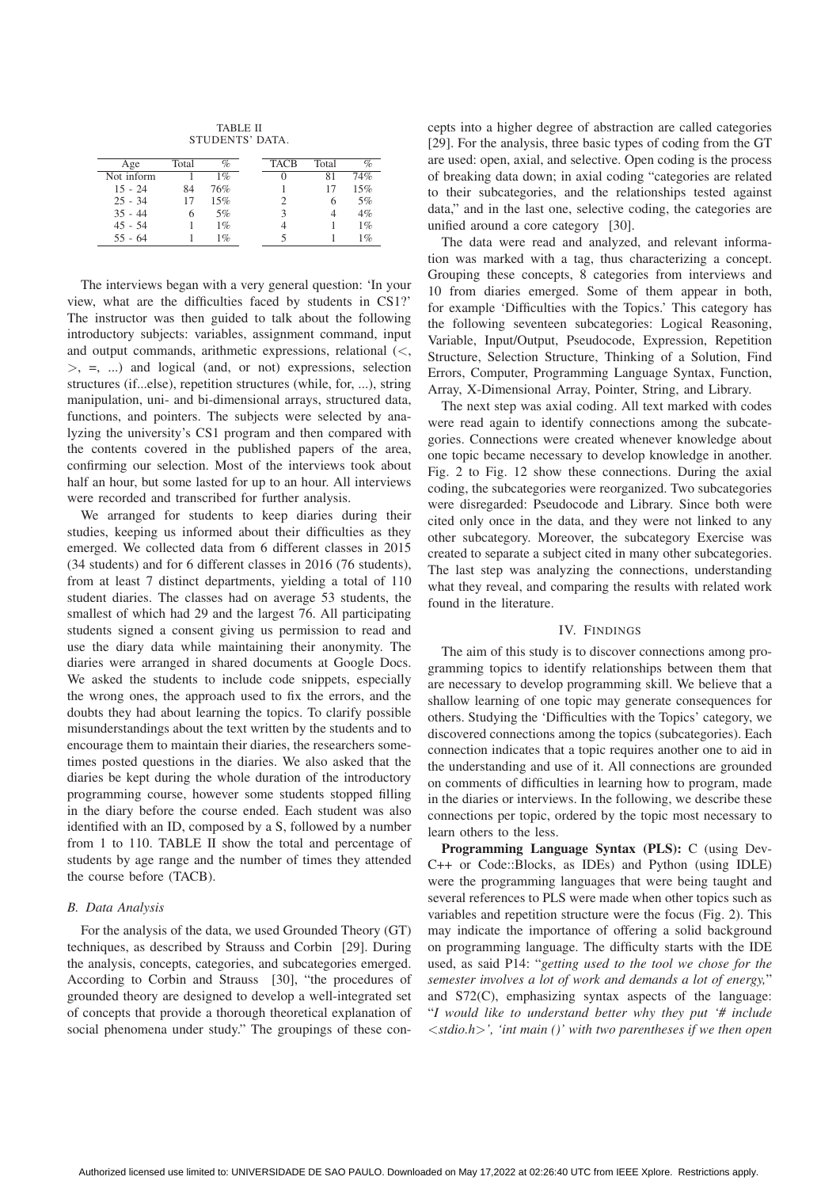TABLE II
STUDENTS' DATA.

| Age | Total | % | TACB | Total | % |
|---|---|---|---|---|---|
| Not inform | 1 | 1% | 0 | 81 | 74% |
| 15 - 24 | 84 | 76% | 1 | 17 | 15% |
| 25 - 34 | 17 | 15% | 2 | 6 | 5% |
| 35 - 44 | 6 | 5% | 3 | 4 | 4% |
| 45 - 54 | 1 | 1% | 4 | 1 | 1% |
| 55 - 64 | 1 | 1% | 5 | 1 | 1% |

The interviews began with a very general question: 'In your view, what are the difficulties faced by students in CS1?' The instructor was then guided to talk about the following introductory subjects: variables, assignment command, input and output commands, arithmetic expressions, relational (<, >, =, ...) and logical (and, or not) expressions, selection structures (if...else), repetition structures (while, for, ...), string manipulation, uni- and bi-dimensional arrays, structured data, functions, and pointers. The subjects were selected by analyzing the university's CS1 program and then compared with the contents covered in the published papers of the area, confirming our selection. Most of the interviews took about half an hour, but some lasted for up to an hour. All interviews were recorded and transcribed for further analysis.

We arranged for students to keep diaries during their studies, keeping us informed about their difficulties as they emerged. We collected data from 6 different classes in 2015 (34 students) and for 6 different classes in 2016 (76 students), from at least 7 distinct departments, yielding a total of 110 student diaries. The classes had on average 53 students, the smallest of which had 29 and the largest 76. All participating students signed a consent giving us permission to read and use the diary data while maintaining their anonymity. The diaries were arranged in shared documents at Google Docs. We asked the students to include code snippets, especially the wrong ones, the approach used to fix the errors, and the doubts they had about learning the topics. To clarify possible misunderstandings about the text written by the students and to encourage them to maintain their diaries, the researchers sometimes posted questions in the diaries. We also asked that the diaries be kept during the whole duration of the introductory programming course, however some students stopped filling in the diary before the course ended. Each student was also identified with an ID, composed by a S, followed by a number from 1 to 110. TABLE II show the total and percentage of students by age range and the number of times they attended the course before (TACB).

### B. Data Analysis

For the analysis of the data, we used Grounded Theory (GT) techniques, as described by Strauss and Corbin [29]. During the analysis, concepts, categories, and subcategories emerged. According to Corbin and Strauss [30], "the procedures of grounded theory are designed to develop a well-integrated set of concepts that provide a thorough theoretical explanation of social phenomena under study." The groupings of these concepts into a higher degree of abstraction are called categories [29]. For the analysis, three basic types of coding from the GT are used: open, axial, and selective. Open coding is the process of breaking data down; in axial coding "categories are related to their subcategories, and the relationships tested against data," and in the last one, selective coding, the categories are unified around a core category [30].

The data were read and analyzed, and relevant information was marked with a tag, thus characterizing a concept. Grouping these concepts, 8 categories from interviews and 10 from diaries emerged. Some of them appear in both, for example 'Difficulties with the Topics.' This category has the following seventeen subcategories: Logical Reasoning, Variable, Input/Output, Pseudocode, Expression, Repetition Structure, Selection Structure, Thinking of a Solution, Find Errors, Computer, Programming Language Syntax, Function, Array, X-Dimensional Array, Pointer, String, and Library.

The next step was axial coding. All text marked with codes were read again to identify connections among the subcategories. Connections were created whenever knowledge about one topic became necessary to develop knowledge in another. Fig. 2 to Fig. 12 show these connections. During the axial coding, the subcategories were reorganized. Two subcategories were disregarded: Pseudocode and Library. Since both were cited only once in the data, and they were not linked to any other subcategory. Moreover, the subcategory Exercise was created to separate a subject cited in many other subcategories. The last step was analyzing the connections, understanding what they reveal, and comparing the results with related work found in the literature.

## IV. Findings

The aim of this study is to discover connections among programming topics to identify relationships between them that are necessary to develop programming skill. We believe that a shallow learning of one topic may generate consequences for others. Studying the 'Difficulties with the Topics' category, we discovered connections among the topics (subcategories). Each connection indicates that a topic requires another one to aid in the understanding and use of it. All connections are grounded on comments of difficulties in learning how to program, made in the diaries or interviews. In the following, we describe these connections per topic, ordered by the topic most necessary to learn others to the less.

**Programming Language Syntax (PLS):** C (using Dev-C++ or Code::Blocks, as IDEs) and Python (using IDLE) were the programming languages that were being taught and several references to PLS were made when other topics such as variables and repetition structure were the focus (Fig. 2). This may indicate the importance of offering a solid background on programming language. The difficulty starts with the IDE used, as said P14: "*getting used to the tool we chose for the semester involves a lot of work and demands a lot of energy,*" and S72(C), emphasizing syntax aspects of the language: "*I would like to understand better why they put '# include <stdio.h>', 'int main ()' with two parentheses if we then open*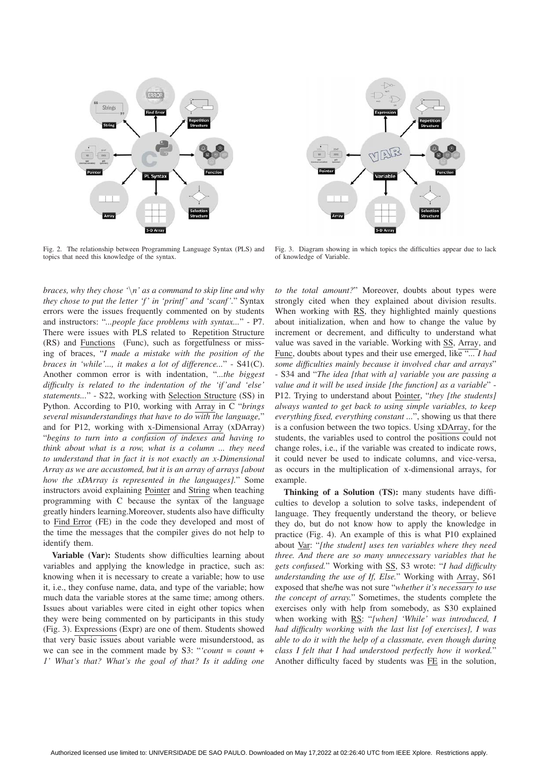Fig. 2. The relationship between Programming Language Syntax (PLS) and topics that need this knowledge of the syntax.

Fig. 3. Diagram showing in which topics the difficulties appear due to lack of knowledge of Variable.

*braces, why they chose '\n' as a command to skip line and why they chose to put the letter 'f' in 'printf' and 'scanf'.*" Syntax errors were the issues frequently commented on by students and instructors: "*...people face problems with syntax...*" - P7. There were issues with PLS related to Repetition Structure (RS) and Functions (Func), such as forgetfulness or missing of braces, "*I made a mistake with the position of the braces in 'while'..., it makes a lot of difference...*" - S41(C). Another common error is with indentation, "*...the biggest difficulty is related to the indentation of the 'if'and 'else' statements...*" - S22, working with Selection Structure (SS) in Python. According to P10, working with Array in C "*brings several misunderstandings that have to do with the language,*" and for P12, working with x-Dimensional Array (xDArray) "*begins to turn into a confusion of indexes and having to think about what is a row, what is a column ... they need to understand that in fact it is not exactly an x-Dimensional Array as we are accustomed, but it is an array of arrays [about how the xDArray is represented in the languages].*" Some instructors avoid explaining Pointer and String when teaching programming with C because the syntax of the language greatly hinders learning.Moreover, students also have difficulty to Find Error (FE) in the code they developed and most of the time the messages that the compiler gives do not help to identify them.

**Variable (Var):** Students show difficulties learning about variables and applying the knowledge in practice, such as: knowing when it is necessary to create a variable; how to use it, i.e., they confuse name, data, and type of the variable; how much data the variable stores at the same time; among others. Issues about variables were cited in eight other topics when they were being commented on by participants in this study (Fig. 3). Expressions (Expr) are one of them. Students showed that very basic issues about variable were misunderstood, as we can see in the comment made by S3: "*'count = count + 1' What's that? What's the goal of that? Is it adding one to the total amount?*" Moreover, doubts about types were strongly cited when they explained about division results. When working with RS, they highlighted mainly questions about initialization, when and how to change the value by increment or decrement, and difficulty to understand what value was saved in the variable. Working with SS, Array, and Func, doubts about types and their use emerged, like "*... I had some difficulties mainly because it involved char and arrays*" - S34 and "*The idea [that with a] variable you are passing a value and it will be used inside [the function] as a variable*" - P12. Trying to understand about Pointer, "*they [the students] always wanted to get back to using simple variables, to keep everything fixed, everything constant ...*", showing us that there is a confusion between the two topics. Using xDArray, for the students, the variables used to control the positions could not change roles, i.e., if the variable was created to indicate rows, it could never be used to indicate columns, and vice-versa, as occurs in the multiplication of x-dimensional arrays, for example.

**Thinking of a Solution (TS):** many students have difficulties to develop a solution to solve tasks, independent of language. They frequently understand the theory, or believe they do, but do not know how to apply the knowledge in practice (Fig. 4). An example of this is what P10 explained about Var: "*[the student] uses ten variables where they need three. And there are so many unnecessary variables that he gets confused.*" Working with SS, S3 wrote: "*I had difficulty understanding the use of If, Else.*" Working with Array, S61 exposed that she/he was not sure "*whether it's necessary to use the concept of array.*" Sometimes, the students complete the exercises only with help from somebody, as S30 explained when working with RS: "*[when] 'While' was introduced, I had difficulty working with the last list [of exercises], I was able to do it with the help of a classmate, even though during class I felt that I had understood perfectly how it worked.*" Another difficulty faced by students was FE in the solution,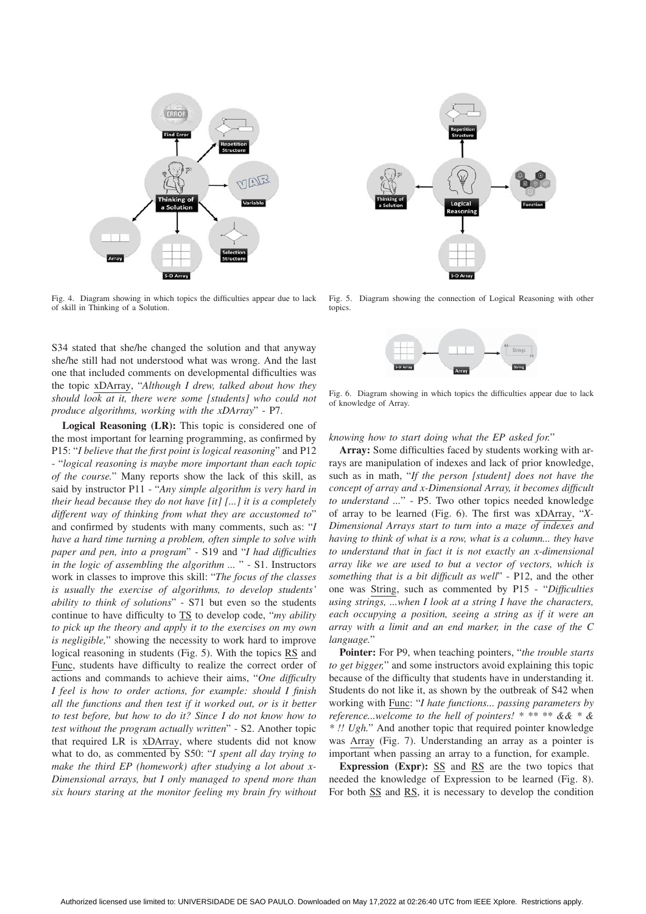Fig. 4. Diagram showing in which topics the difficulties appear due to lack of skill in Thinking of a Solution.

Fig. 5. Diagram showing the connection of Logical Reasoning with other topics.

S34 stated that she/he changed the solution and that anyway she/he still had not understood what was wrong. And the last one that included comments on developmental difficulties was the topic xDArray, "*Although I drew, talked about how they should look at it, there were some [students] who could not produce algorithms, working with the xDArray*" - P7.

**Logical Reasoning (LR):** This topic is considered one of the most important for learning programming, as confirmed by P15: "*I believe that the first point is logical reasoning*" and P12 - "*logical reasoning is maybe more important than each topic of the course.*" Many reports show the lack of this skill, as said by instructor P11 - "*Any simple algorithm is very hard in their head because they do not have [it] [...] it is a completely different way of thinking from what they are accustomed to*" and confirmed by students with many comments, such as: "*I have a hard time turning a problem, often simple to solve with paper and pen, into a program*" - S19 and "*I had difficulties in the logic of assembling the algorithm ...* " - S1. Instructors work in classes to improve this skill: "*The focus of the classes is usually the exercise of algorithms, to develop students' ability to think of solutions*" - S71 but even so the students continue to have difficulty to TS to develop code, "*my ability to pick up the theory and apply it to the exercises on my own is negligible,*" showing the necessity to work hard to improve logical reasoning in students (Fig. 5). With the topics RS and Func, students have difficulty to realize the correct order of actions and commands to achieve their aims, "*One difficulty I feel is how to order actions, for example: should I finish all the functions and then test if it worked out, or is it better to test before, but how to do it? Since I do not know how to test without the program actually written*" - S2. Another topic that required LR is xDArray, where students did not know what to do, as commented by S50: "*I spent all day trying to make the third EP (homework) after studying a lot about x-Dimensional arrays, but I only managed to spend more than six hours staring at the monitor feeling my brain fry without knowing how to start doing what the EP asked for.*"

Fig. 6. Diagram showing in which topics the difficulties appear due to lack of knowledge of Array.

**Array:** Some difficulties faced by students working with arrays are manipulation of indexes and lack of prior knowledge, such as in math, "*If the person [student] does not have the concept of array and x-Dimensional Array, it becomes difficult to understand ...*" - P5. Two other topics needed knowledge of array to be learned (Fig. 6). The first was xDArray, "*X-Dimensional Arrays start to turn into a maze of indexes and having to think of what is a row, what is a column... they have to understand that in fact it is not exactly an x-dimensional array like we are used to but a vector of vectors, which is something that is a bit difficult as well*" - P12, and the other one was String, such as commented by P15 - "*Difficulties using strings, ...when I look at a string I have the characters, each occupying a position, seeing a string as if it were an array with a limit and an end marker, in the case of the C language.*"

**Pointer:** For P9, when teaching pointers, "*the trouble starts to get bigger,*" and some instructors avoid explaining this topic because of the difficulty that students have in understanding it. Students do not like it, as shown by the outbreak of S42 when working with Func: "*I hate functions... passing parameters by reference...welcome to the hell of pointers! * ** ** && * & * !! Ugh.*" And another topic that required pointer knowledge was Array (Fig. 7). Understanding an array as a pointer is important when passing an array to a function, for example.

**Expression (Expr):** SS and RS are the two topics that needed the knowledge of Expression to be learned (Fig. 8). For both SS and RS, it is necessary to develop the condition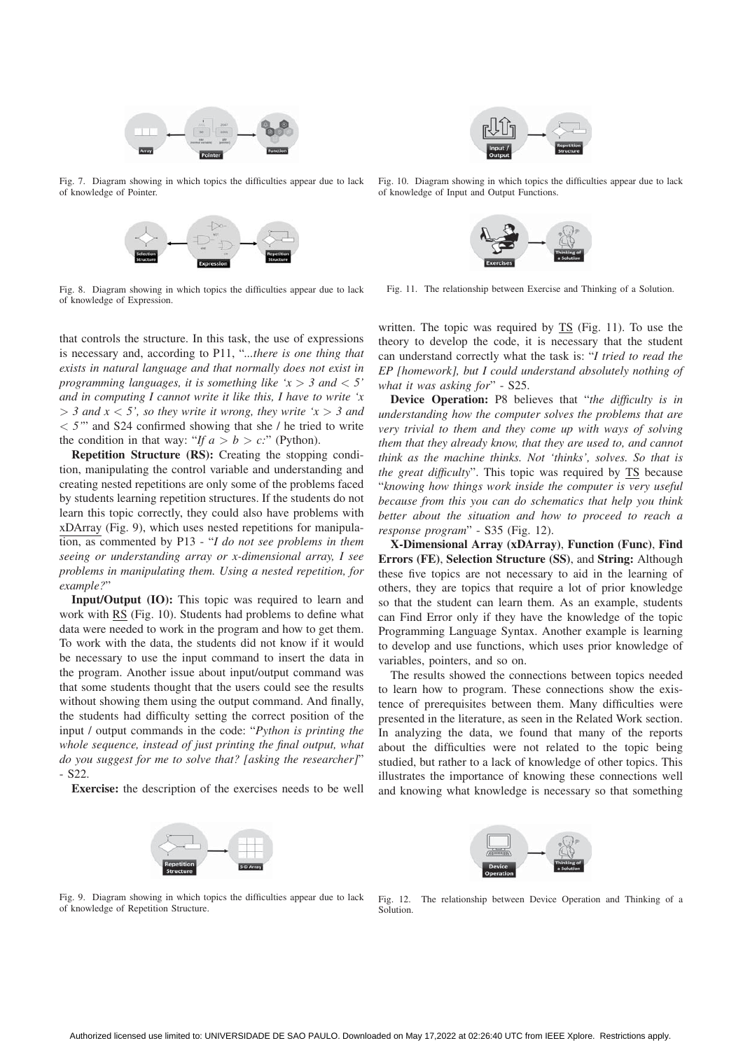Fig. 7. Diagram showing in which topics the difficulties appear due to lack of knowledge of Pointer.

Fig. 8. Diagram showing in which topics the difficulties appear due to lack of knowledge of Expression.

that controls the structure. In this task, the use of expressions is necessary and, according to P11, "*...there is one thing that exists in natural language and that normally does not exist in programming languages, it is something like '$x > 3$ and $< 5$' and in computing I cannot write it like this, I have to write '$x > 3$ and $x < 5$', so they write it wrong, they write '$x > 3$ and $< 5$'*" and S24 confirmed showing that she / he tried to write the condition in that way: "*If $a > b > c$:*" (Python).

**Repetition Structure (RS):** Creating the stopping condition, manipulating the control variable and understanding and creating nested repetitions are only some of the problems faced by students learning repetition structures. If the students do not learn this topic correctly, they could also have problems with xDArray (Fig. 9), which uses nested repetitions for manipulation, as commented by P13 - "*I do not see problems in them seeing or understanding array or x-dimensional array, I see problems in manipulating them. Using a nested repetition, for example?*"

**Input/Output (IO):** This topic was required to learn and work with RS (Fig. 10). Students had problems to define what data were needed to work in the program and how to get them. To work with the data, the students did not know if it would be necessary to use the input command to insert the data in the program. Another issue about input/output command was that some students thought that the users could see the results without showing them using the output command. And finally, the students had difficulty setting the correct position of the input / output commands in the code: "*Python is printing the whole sequence, instead of just printing the final output, what do you suggest for me to solve that? [asking the researcher]*" - S22.

**Exercise:** the description of the exercises needs to be well written. The topic was required by TS (Fig. 11). To use the theory to develop the code, it is necessary that the student can understand correctly what the task is: "*I tried to read the EP [homework], but I could understand absolutely nothing of what it was asking for*" - S25.

**Device Operation:** P8 believes that "*the difficulty is in understanding how the computer solves the problems that are very trivial to them and they come up with ways of solving them that they already know, that they are used to, and cannot think as the machine thinks. Not 'thinks', solves. So that is the great difficulty*". This topic was required by TS because "*knowing how things work inside the computer is very useful because from this you can do schematics that help you think better about the situation and how to proceed to reach a response program*" - S35 (Fig. 12).

**X-Dimensional Array (xDArray)**, **Function (Func)**, **Find Errors (FE)**, **Selection Structure (SS)**, and **String:** Although these five topics are not necessary to aid in the learning of others, they are topics that require a lot of prior knowledge so that the student can learn them. As an example, students can Find Error only if they have the knowledge of the topic Programming Language Syntax. Another example is learning to develop and use functions, which uses prior knowledge of variables, pointers, and so on.

The results showed the connections between topics needed to learn how to program. These connections show the existence of prerequisites between them. Many difficulties were presented in the literature, as seen in the Related Work section. In analyzing the data, we found that many of the reports about the difficulties were not related to the topic being studied, but rather to a lack of knowledge of other topics. This illustrates the importance of knowing these connections well and knowing what knowledge is necessary so that something

Fig. 9. Diagram showing in which topics the difficulties appear due to lack of knowledge of Repetition Structure.

Fig. 10. Diagram showing in which topics the difficulties appear due to lack of knowledge of Input and Output Functions.

Fig. 11. The relationship between Exercise and Thinking of a Solution.

Fig. 12. The relationship between Device Operation and Thinking of a Solution.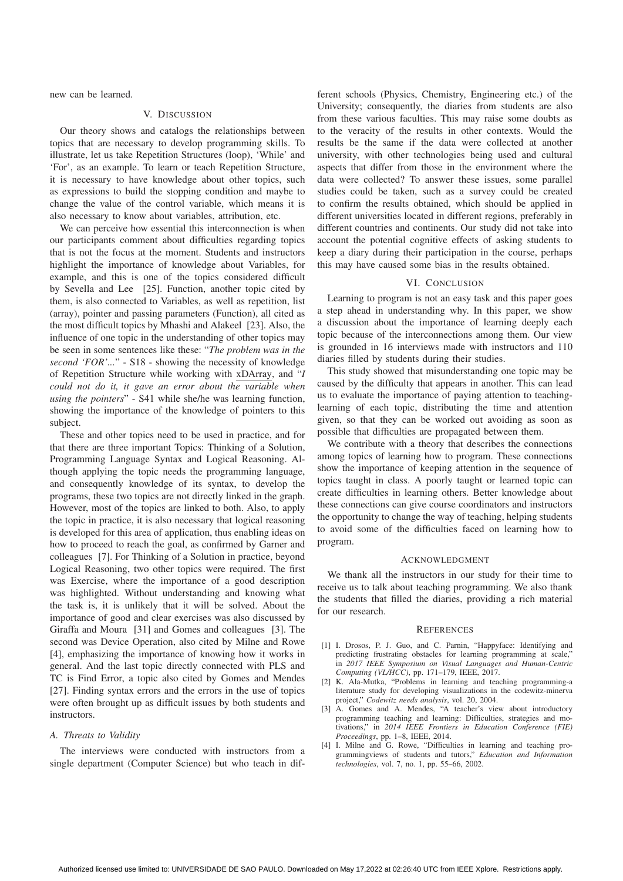new can be learned.

## V. Discussion

Our theory shows and catalogs the relationships between topics that are necessary to develop programming skills. To illustrate, let us take Repetition Structures (loop), 'While' and 'For', as an example. To learn or teach Repetition Structure, it is necessary to have knowledge about other topics, such as expressions to build the stopping condition and maybe to change the value of the control variable, which means it is also necessary to know about variables, attribution, etc.

We can perceive how essential this interconnection is when our participants comment about difficulties regarding topics that is not the focus at the moment. Students and instructors highlight the importance of knowledge about Variables, for example, and this is one of the topics considered difficult by Sevella and Lee [25]. Function, another topic cited by them, is also connected to Variables, as well as repetition, list (array), pointer and passing parameters (Function), all cited as the most difficult topics by Mhashi and Alakeel [23]. Also, the influence of one topic in the understanding of other topics may be seen in some sentences like these: "*The problem was in the second 'FOR'...*" - S18 - showing the necessity of knowledge of Repetition Structure while working with xDArray, and "*I could not do it, it gave an error about the variable when using the pointers*" - S41 while she/he was learning function, showing the importance of the knowledge of pointers to this subject.

These and other topics need to be used in practice, and for that there are three important Topics: Thinking of a Solution, Programming Language Syntax and Logical Reasoning. Although applying the topic needs the programming language, and consequently knowledge of its syntax, to develop the programs, these two topics are not directly linked in the graph. However, most of the topics are linked to both. Also, to apply the topic in practice, it is also necessary that logical reasoning is developed for this area of application, thus enabling ideas on how to proceed to reach the goal, as confirmed by Garner and colleagues [7]. For Thinking of a Solution in practice, beyond Logical Reasoning, two other topics were required. The first was Exercise, where the importance of a good description was highlighted. Without understanding and knowing what the task is, it is unlikely that it will be solved. About the importance of good and clear exercises was also discussed by Giraffa and Moura [31] and Gomes and colleagues [3]. The second was Device Operation, also cited by Milne and Rowe [4], emphasizing the importance of knowing how it works in general. And the last topic directly connected with PLS and TC is Find Error, a topic also cited by Gomes and Mendes [27]. Finding syntax errors and the errors in the use of topics were often brought up as difficult issues by both students and instructors.

### A. Threats to Validity

The interviews were conducted with instructors from a single department (Computer Science) but who teach in different schools (Physics, Chemistry, Engineering etc.) of the University; consequently, the diaries from students are also from these various faculties. This may raise some doubts as to the veracity of the results in other contexts. Would the results be the same if the data were collected at another university, with other technologies being used and cultural aspects that differ from those in the environment where the data were collected? To answer these issues, some parallel studies could be taken, such as a survey could be created to confirm the results obtained, which should be applied in different universities located in different regions, preferably in different countries and continents. Our study did not take into account the potential cognitive effects of asking students to keep a diary during their participation in the course, perhaps this may have caused some bias in the results obtained.

## VI. Conclusion

Learning to program is not an easy task and this paper goes a step ahead in understanding why. In this paper, we show a discussion about the importance of learning deeply each topic because of the interconnections among them. Our view is grounded in 16 interviews made with instructors and 110 diaries filled by students during their studies.

This study showed that misunderstanding one topic may be caused by the difficulty that appears in another. This can lead us to evaluate the importance of paying attention to teaching-learning of each topic, distributing the time and attention given, so that they can be worked out avoiding as soon as possible that difficulties are propagated between them.

We contribute with a theory that describes the connections among topics of learning how to program. These connections show the importance of keeping attention in the sequence of topics taught in class. A poorly taught or learned topic can create difficulties in learning others. Better knowledge about these connections can give course coordinators and instructors the opportunity to change the way of teaching, helping students to avoid some of the difficulties faced on learning how to program.

## Acknowledgment

We thank all the instructors in our study for their time to receive us to talk about teaching programming. We also thank the students that filled the diaries, providing a rich material for our research.

## References

[1] I. Drosos, P. J. Guo, and C. Parnin, "Happyface: Identifying and predicting frustrating obstacles for learning programming at scale," in *2017 IEEE Symposium on Visual Languages and Human-Centric Computing (VL/HCC)*, pp. 171–179, IEEE, 2017.

[2] K. Ala-Mutka, "Problems in learning and teaching programming-a literature study for developing visualizations in the codewitz-minerva project," *Codewitz needs analysis*, vol. 20, 2004.

[3] A. Gomes and A. Mendes, "A teacher's view about introductory programming teaching and learning: Difficulties, strategies and motivations," in *2014 IEEE Frontiers in Education Conference (FIE) Proceedings*, pp. 1–8, IEEE, 2014.

[4] I. Milne and G. Rowe, "Difficulties in learning and teaching programmingviews of students and tutors," *Education and Information technologies*, vol. 7, no. 1, pp. 55–66, 2002.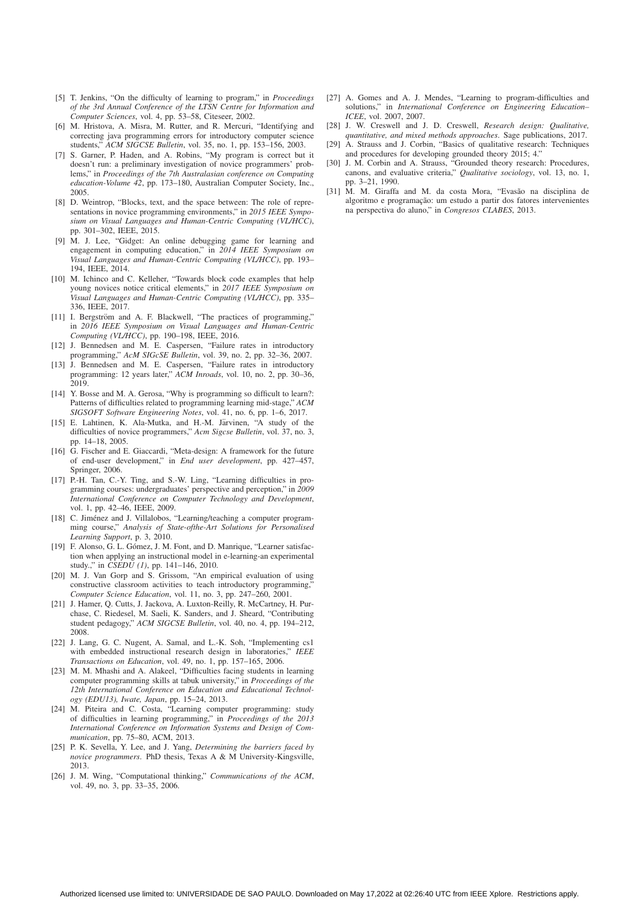[5] T. Jenkins, "On the difficulty of learning to program," in *Proceedings of the 3rd Annual Conference of the LTSN Centre for Information and Computer Sciences*, vol. 4, pp. 53–58, Citeseer, 2002.

[6] M. Hristova, A. Misra, M. Rutter, and R. Mercuri, "Identifying and correcting java programming errors for introductory computer science students," *ACM SIGCSE Bulletin*, vol. 35, no. 1, pp. 153–156, 2003.

[7] S. Garner, P. Haden, and A. Robins, "My program is correct but it doesn't run: a preliminary investigation of novice programmers' problems," in *Proceedings of the 7th Australasian conference on Computing education-Volume 42*, pp. 173–180, Australian Computer Society, Inc., 2005.

[8] D. Weintrop, "Blocks, text, and the space between: The role of representations in novice programming environments," in *2015 IEEE Symposium on Visual Languages and Human-Centric Computing (VL/HCC)*, pp. 301–302, IEEE, 2015.

[9] M. J. Lee, "Gidget: An online debugging game for learning and engagement in computing education," in *2014 IEEE Symposium on Visual Languages and Human-Centric Computing (VL/HCC)*, pp. 193–194, IEEE, 2014.

[10] M. Ichinco and C. Kelleher, "Towards block code examples that help young novices notice critical elements," in *2017 IEEE Symposium on Visual Languages and Human-Centric Computing (VL/HCC)*, pp. 335–336, IEEE, 2017.

[11] I. Bergström and A. F. Blackwell, "The practices of programming," in *2016 IEEE Symposium on Visual Languages and Human-Centric Computing (VL/HCC)*, pp. 190–198, IEEE, 2016.

[12] J. Bennedsen and M. E. Caspersen, "Failure rates in introductory programming," *AcM SIGcSE Bulletin*, vol. 39, no. 2, pp. 32–36, 2007.

[13] J. Bennedsen and M. E. Caspersen, "Failure rates in introductory programming: 12 years later," *ACM Inroads*, vol. 10, no. 2, pp. 30–36, 2019.

[14] Y. Bosse and M. A. Gerosa, "Why is programming so difficult to learn?: Patterns of difficulties related to programming learning mid-stage," *ACM SIGSOFT Software Engineering Notes*, vol. 41, no. 6, pp. 1–6, 2017.

[15] E. Lahtinen, K. Ala-Mutka, and H.-M. Järvinen, "A study of the difficulties of novice programmers," *Acm Sigcse Bulletin*, vol. 37, no. 3, pp. 14–18, 2005.

[16] G. Fischer and E. Giaccardi, "Meta-design: A framework for the future of end-user development," in *End user development*, pp. 427–457, Springer, 2006.

[17] P.-H. Tan, C.-Y. Ting, and S.-W. Ling, "Learning difficulties in programming courses: undergraduates' perspective and perception," in *2009 International Conference on Computer Technology and Development*, vol. 1, pp. 42–46, IEEE, 2009.

[18] C. Jiménez and J. Villalobos, "Learning/teaching a computer programming course," *Analysis of State-ofthe-Art Solutions for Personalised Learning Support*, p. 3, 2010.

[19] F. Alonso, G. L. Gómez, J. M. Font, and D. Manrique, "Learner satisfaction when applying an instructional model in e-learning-an experimental study.," in *CSEDU (1)*, pp. 141–146, 2010.

[20] M. J. Van Gorp and S. Grissom, "An empirical evaluation of using constructive classroom activities to teach introductory programming," *Computer Science Education*, vol. 11, no. 3, pp. 247–260, 2001.

[21] J. Hamer, Q. Cutts, J. Jackova, A. Luxton-Reilly, R. McCartney, H. Purchase, C. Riedesel, M. Saeli, K. Sanders, and J. Sheard, "Contributing student pedagogy," *ACM SIGCSE Bulletin*, vol. 40, no. 4, pp. 194–212, 2008.

[22] J. Lang, G. C. Nugent, A. Samal, and L.-K. Soh, "Implementing cs1 with embedded instructional research design in laboratories," *IEEE Transactions on Education*, vol. 49, no. 1, pp. 157–165, 2006.

[23] M. M. Mhashi and A. Alakeel, "Difficulties facing students in learning computer programming skills at tabuk university," in *Proceedings of the 12th International Conference on Education and Educational Technology (EDU13), Iwate, Japan*, pp. 15–24, 2013.

[24] M. Piteira and C. Costa, "Learning computer programming: study of difficulties in learning programming," in *Proceedings of the 2013 International Conference on Information Systems and Design of Communication*, pp. 75–80, ACM, 2013.

[25] P. K. Sevella, Y. Lee, and J. Yang, *Determining the barriers faced by novice programmers*. PhD thesis, Texas A & M University-Kingsville, 2013.

[26] J. M. Wing, "Computational thinking," *Communications of the ACM*, vol. 49, no. 3, pp. 33–35, 2006.

[27] A. Gomes and A. J. Mendes, "Learning to program-difficulties and solutions," in *International Conference on Engineering Education–ICEE*, vol. 2007, 2007.

[28] J. W. Creswell and J. D. Creswell, *Research design: Qualitative, quantitative, and mixed methods approaches*. Sage publications, 2017.

[29] A. Strauss and J. Corbin, "Basics of qualitative research: Techniques and procedures for developing grounded theory 2015; 4."

[30] J. M. Corbin and A. Strauss, "Grounded theory research: Procedures, canons, and evaluative criteria," *Qualitative sociology*, vol. 13, no. 1, pp. 3–21, 1990.

[31] M. M. Giraffa and M. da costa Mora, "Evasão na disciplina de algoritmo e programação: um estudo a partir dos fatores intervenientes na perspectiva do aluno," in *Congresos CLABES*, 2013.